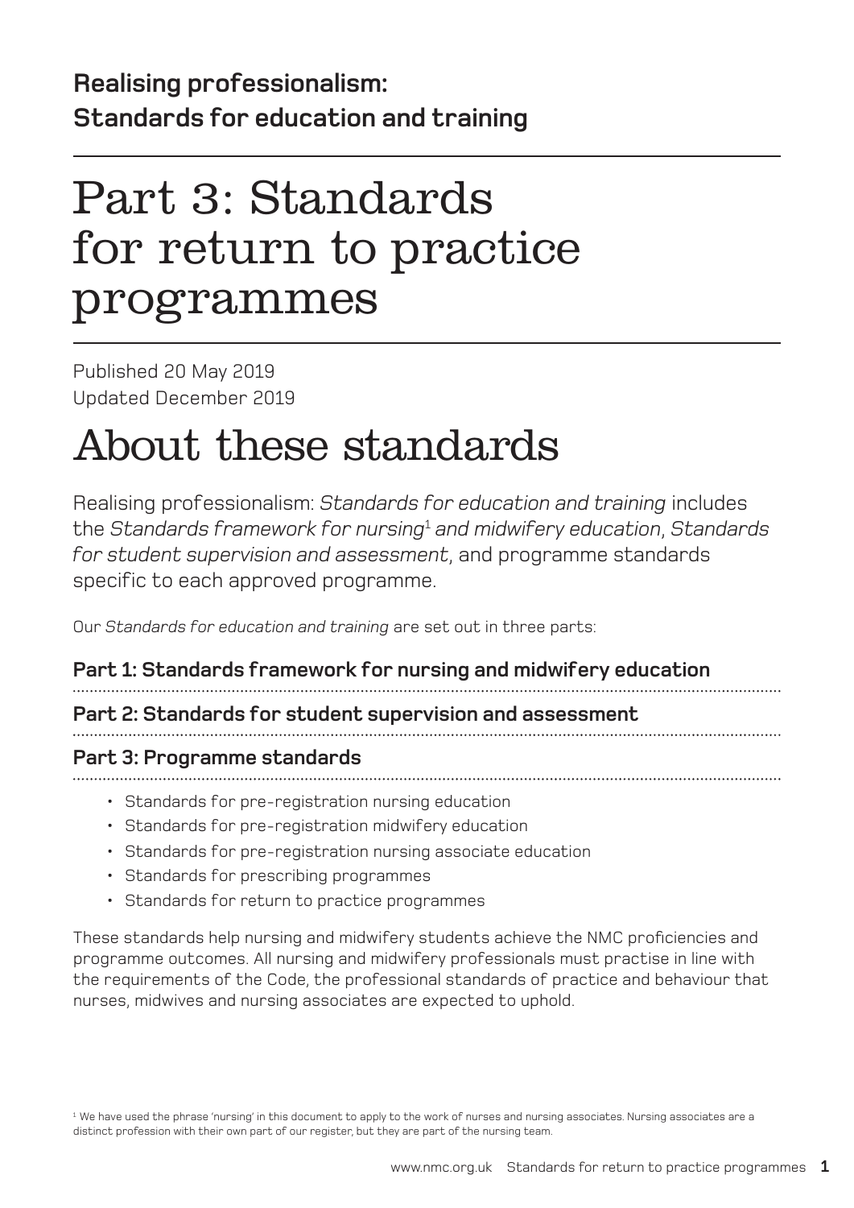**Realising professionalism:**
**Standards for education and training**

# Part 3: Standards for return to practice programmes

Published 20 May 2019
Updated December 2019

# About these standards

Realising professionalism: *Standards for education and training* includes the *Standards framework for nursing*[1] *and midwifery education*, *Standards for student supervision and assessment*, and programme standards specific to each approved programme.

Our *Standards for education and training* are set out in three parts:

**Part 1: Standards framework for nursing and midwifery education**

**Part 2: Standards for student supervision and assessment**

**Part 3: Programme standards**

- Standards for pre-registration nursing education
- Standards for pre-registration midwifery education
- Standards for pre-registration nursing associate education
- Standards for prescribing programmes
- Standards for return to practice programmes

These standards help nursing and midwifery students achieve the NMC proficiencies and programme outcomes. All nursing and midwifery professionals must practise in line with the requirements of the Code, the professional standards of practice and behaviour that nurses, midwives and nursing associates are expected to uphold.

[1] We have used the phrase 'nursing' in this document to apply to the work of nurses and nursing associates. Nursing associates are a distinct profession with their own part of our register, but they are part of the nursing team.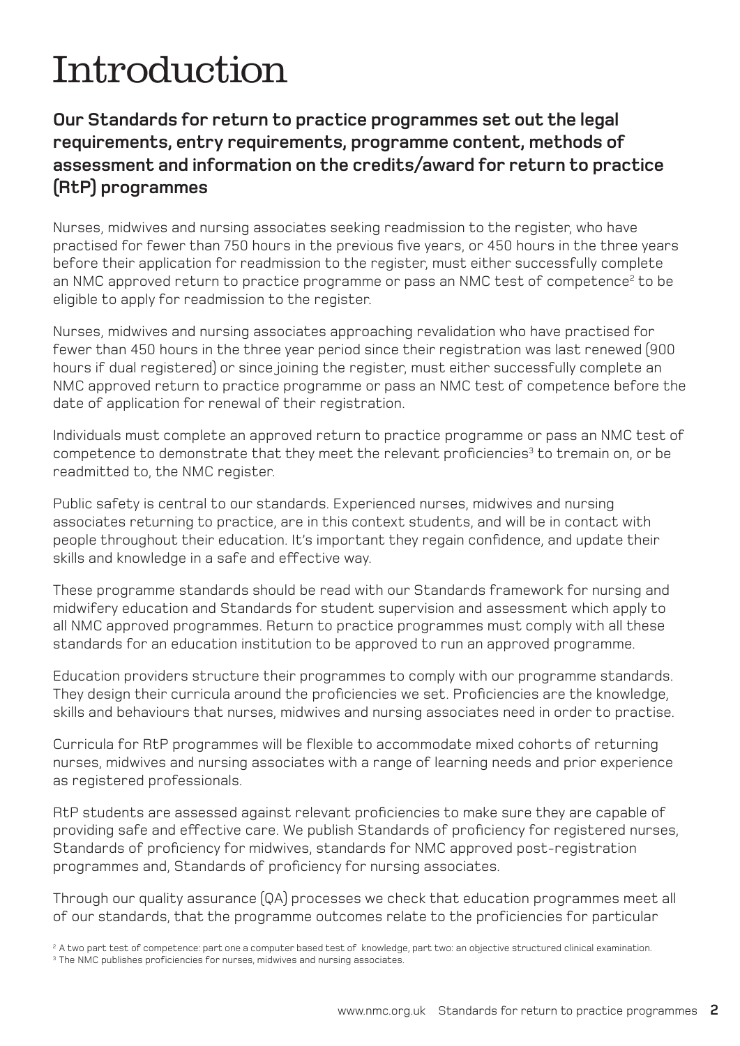# Introduction

**Our Standards for return to practice programmes set out the legal requirements, entry requirements, programme content, methods of assessment and information on the credits/award for return to practice (RtP) programmes**

Nurses, midwives and nursing associates seeking readmission to the register, who have practised for fewer than 750 hours in the previous five years, or 450 hours in the three years before their application for readmission to the register, must either successfully complete an NMC approved return to practice programme or pass an NMC test of competence[2] to be eligible to apply for readmission to the register.

Nurses, midwives and nursing associates approaching revalidation who have practised for fewer than 450 hours in the three year period since their registration was last renewed (900 hours if dual registered) or since joining the register, must either successfully complete an NMC approved return to practice programme or pass an NMC test of competence before the date of application for renewal of their registration.

Individuals must complete an approved return to practice programme or pass an NMC test of competence to demonstrate that they meet the relevant proficiencies[3] to tremain on, or be readmitted to, the NMC register.

Public safety is central to our standards. Experienced nurses, midwives and nursing associates returning to practice, are in this context students, and will be in contact with people throughout their education. It's important they regain confidence, and update their skills and knowledge in a safe and effective way.

These programme standards should be read with our Standards framework for nursing and midwifery education and Standards for student supervision and assessment which apply to all NMC approved programmes. Return to practice programmes must comply with all these standards for an education institution to be approved to run an approved programme.

Education providers structure their programmes to comply with our programme standards. They design their curricula around the proficiencies we set. Proficiencies are the knowledge, skills and behaviours that nurses, midwives and nursing associates need in order to practise.

Curricula for RtP programmes will be flexible to accommodate mixed cohorts of returning nurses, midwives and nursing associates with a range of learning needs and prior experience as registered professionals.

RtP students are assessed against relevant proficiencies to make sure they are capable of providing safe and effective care. We publish Standards of proficiency for registered nurses, Standards of proficiency for midwives, standards for NMC approved post-registration programmes and, Standards of proficiency for nursing associates.

Through our quality assurance (QA) processes we check that education programmes meet all of our standards, that the programme outcomes relate to the proficiencies for particular

[2] A two part test of competence: part one a computer based test of knowledge, part two: an objective structured clinical examination.

[3] The NMC publishes proficiencies for nurses, midwives and nursing associates.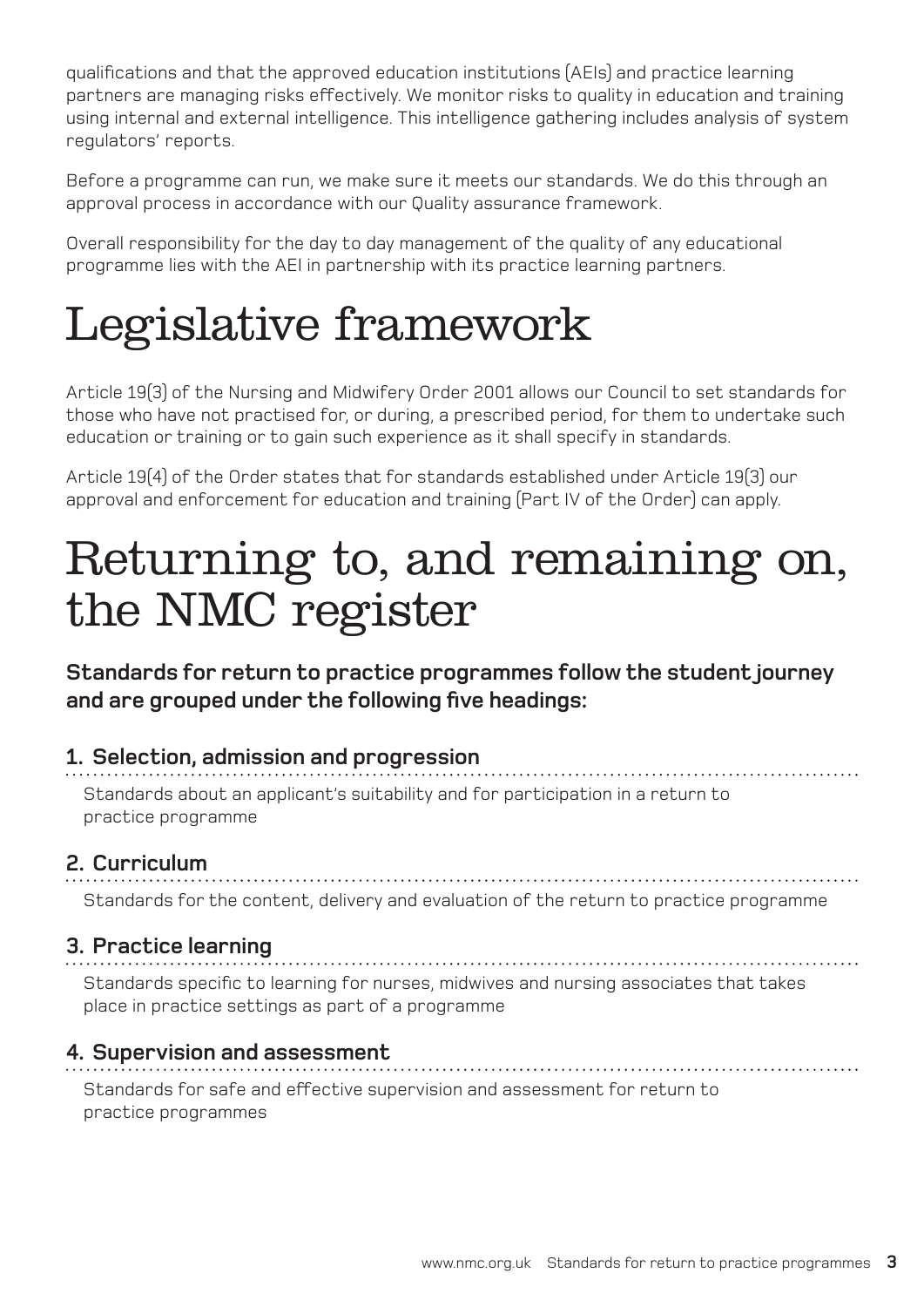qualifications and that the approved education institutions (AEIs) and practice learning partners are managing risks effectively. We monitor risks to quality in education and training using internal and external intelligence. This intelligence gathering includes analysis of system regulators' reports.

Before a programme can run, we make sure it meets our standards. We do this through an approval process in accordance with our Quality assurance framework.

Overall responsibility for the day to day management of the quality of any educational programme lies with the AEI in partnership with its practice learning partners.

# Legislative framework

Article 19(3) of the Nursing and Midwifery Order 2001 allows our Council to set standards for those who have not practised for, or during, a prescribed period, for them to undertake such education or training or to gain such experience as it shall specify in standards.

Article 19(4) of the Order states that for standards established under Article 19(3) our approval and enforcement for education and training (Part IV of the Order) can apply.

# Returning to, and remaining on, the NMC register

**Standards for return to practice programmes follow the student journey and are grouped under the following five headings:**

### 1. Selection, admission and progression

Standards about an applicant's suitability and for participation in a return to practice programme

### 2. Curriculum

Standards for the content, delivery and evaluation of the return to practice programme

### 3. Practice learning

Standards specific to learning for nurses, midwives and nursing associates that takes place in practice settings as part of a programme

### 4. Supervision and assessment

Standards for safe and effective supervision and assessment for return to practice programmes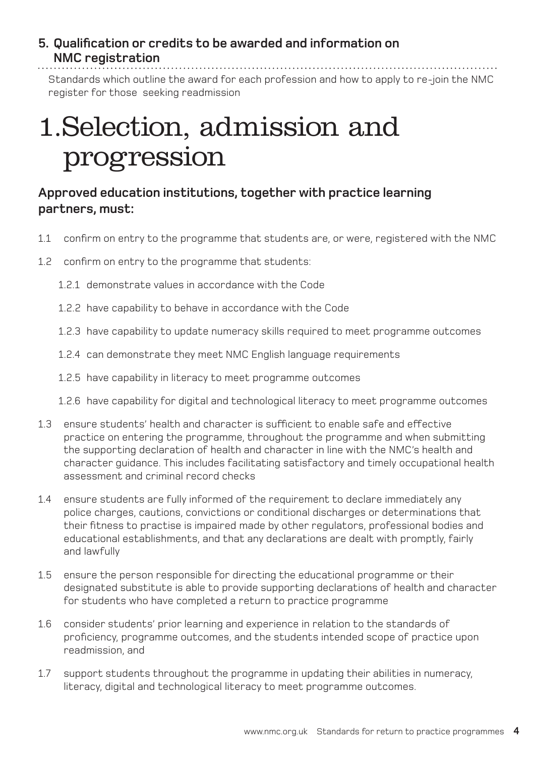### 5. Qualification or credits to be awarded and information on NMC registration

Standards which outline the award for each profession and how to apply to re-join the NMC register for those seeking readmission

# 1. Selection, admission and progression

### Approved education institutions, together with practice learning partners, must:

1.1 confirm on entry to the programme that students are, or were, registered with the NMC

1.2 confirm on entry to the programme that students:

- 1.2.1 demonstrate values in accordance with the Code
- 1.2.2 have capability to behave in accordance with the Code
- 1.2.3 have capability to update numeracy skills required to meet programme outcomes
- 1.2.4 can demonstrate they meet NMC English language requirements
- 1.2.5 have capability in literacy to meet programme outcomes
- 1.2.6 have capability for digital and technological literacy to meet programme outcomes

1.3 ensure students' health and character is sufficient to enable safe and effective practice on entering the programme, throughout the programme and when submitting the supporting declaration of health and character in line with the NMC's health and character guidance. This includes facilitating satisfactory and timely occupational health assessment and criminal record checks

1.4 ensure students are fully informed of the requirement to declare immediately any police charges, cautions, convictions or conditional discharges or determinations that their fitness to practise is impaired made by other regulators, professional bodies and educational establishments, and that any declarations are dealt with promptly, fairly and lawfully

1.5 ensure the person responsible for directing the educational programme or their designated substitute is able to provide supporting declarations of health and character for students who have completed a return to practice programme

1.6 consider students' prior learning and experience in relation to the standards of proficiency, programme outcomes, and the students intended scope of practice upon readmission, and

1.7 support students throughout the programme in updating their abilities in numeracy, literacy, digital and technological literacy to meet programme outcomes.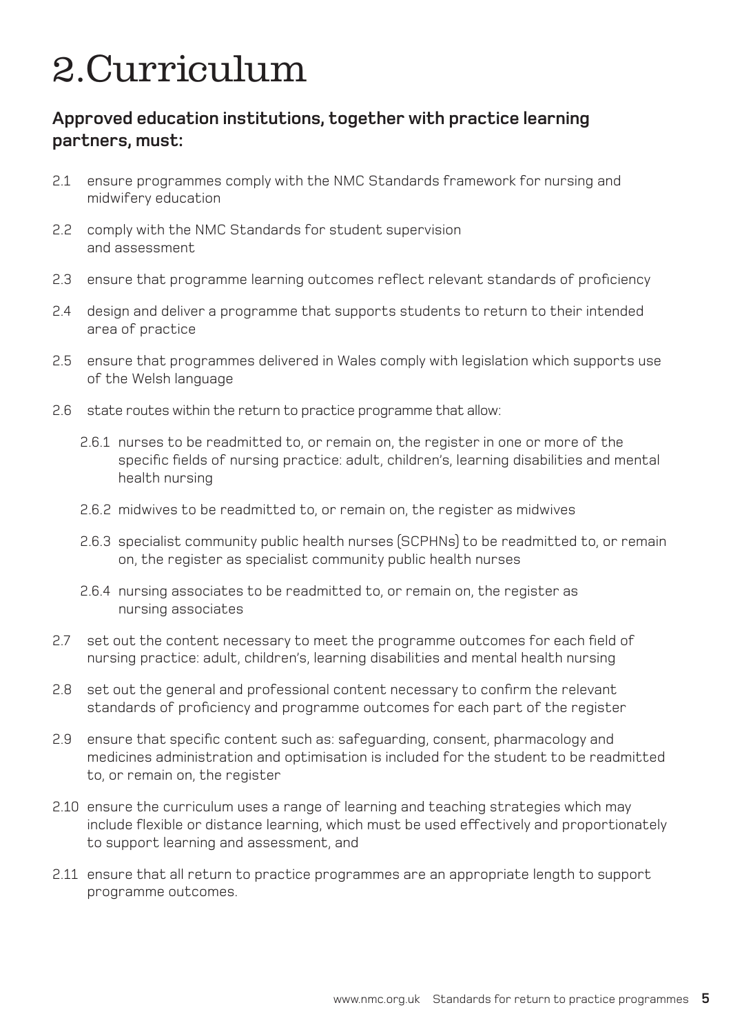# 2.Curriculum

**Approved education institutions, together with practice learning partners, must:**

2.1 ensure programmes comply with the NMC Standards framework for nursing and midwifery education

2.2 comply with the NMC Standards for student supervision and assessment

2.3 ensure that programme learning outcomes reflect relevant standards of proficiency

2.4 design and deliver a programme that supports students to return to their intended area of practice

2.5 ensure that programmes delivered in Wales comply with legislation which supports use of the Welsh language

2.6 state routes within the return to practice programme that allow:

- 2.6.1 nurses to be readmitted to, or remain on, the register in one or more of the specific fields of nursing practice: adult, children's, learning disabilities and mental health nursing
- 2.6.2 midwives to be readmitted to, or remain on, the register as midwives
- 2.6.3 specialist community public health nurses (SCPHNs) to be readmitted to, or remain on, the register as specialist community public health nurses
- 2.6.4 nursing associates to be readmitted to, or remain on, the register as nursing associates

2.7 set out the content necessary to meet the programme outcomes for each field of nursing practice: adult, children's, learning disabilities and mental health nursing

2.8 set out the general and professional content necessary to confirm the relevant standards of proficiency and programme outcomes for each part of the register

2.9 ensure that specific content such as: safeguarding, consent, pharmacology and medicines administration and optimisation is included for the student to be readmitted to, or remain on, the register

2.10 ensure the curriculum uses a range of learning and teaching strategies which may include flexible or distance learning, which must be used effectively and proportionately to support learning and assessment, and

2.11 ensure that all return to practice programmes are an appropriate length to support programme outcomes.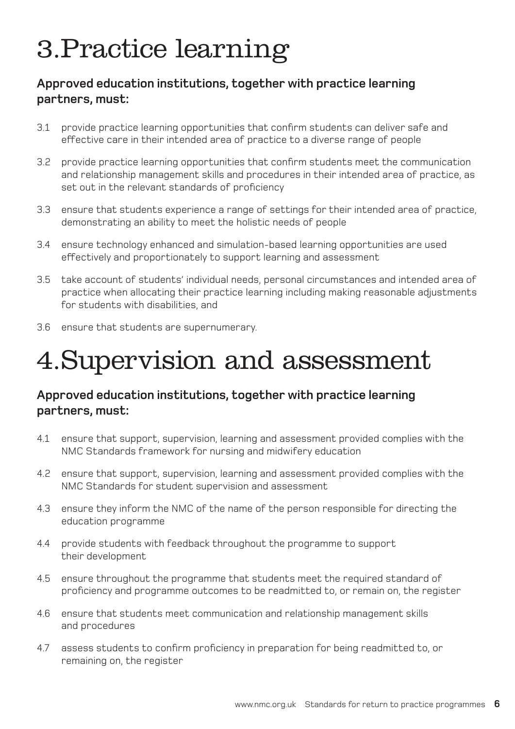# 3. Practice learning

**Approved education institutions, together with practice learning partners, must:**

3.1 provide practice learning opportunities that confirm students can deliver safe and effective care in their intended area of practice to a diverse range of people

3.2 provide practice learning opportunities that confirm students meet the communication and relationship management skills and procedures in their intended area of practice, as set out in the relevant standards of proficiency

3.3 ensure that students experience a range of settings for their intended area of practice, demonstrating an ability to meet the holistic needs of people

3.4 ensure technology enhanced and simulation-based learning opportunities are used effectively and proportionately to support learning and assessment

3.5 take account of students' individual needs, personal circumstances and intended area of practice when allocating their practice learning including making reasonable adjustments for students with disabilities, and

3.6 ensure that students are supernumerary.

# 4. Supervision and assessment

**Approved education institutions, together with practice learning partners, must:**

4.1 ensure that support, supervision, learning and assessment provided complies with the NMC Standards framework for nursing and midwifery education

4.2 ensure that support, supervision, learning and assessment provided complies with the NMC Standards for student supervision and assessment

4.3 ensure they inform the NMC of the name of the person responsible for directing the education programme

4.4 provide students with feedback throughout the programme to support their development

4.5 ensure throughout the programme that students meet the required standard of proficiency and programme outcomes to be readmitted to, or remain on, the register

4.6 ensure that students meet communication and relationship management skills and procedures

4.7 assess students to confirm proficiency in preparation for being readmitted to, or remaining on, the register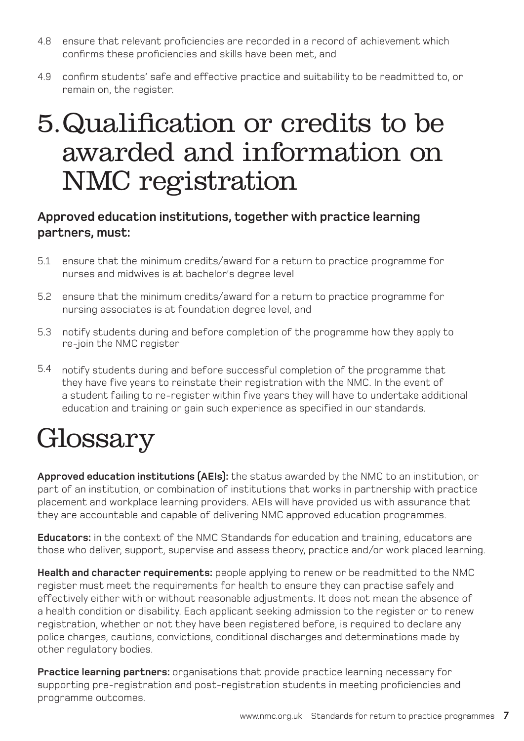4.8 ensure that relevant proficiencies are recorded in a record of achievement which confirms these proficiencies and skills have been met, and

4.9 confirm students' safe and effective practice and suitability to be readmitted to, or remain on, the register.

# 5. Qualification or credits to be awarded and information on NMC registration

**Approved education institutions, together with practice learning partners, must:**

5.1 ensure that the minimum credits/award for a return to practice programme for nurses and midwives is at bachelor's degree level

5.2 ensure that the minimum credits/award for a return to practice programme for nursing associates is at foundation degree level, and

5.3 notify students during and before completion of the programme how they apply to re-join the NMC register

5.4 notify students during and before successful completion of the programme that they have five years to reinstate their registration with the NMC. In the event of a student failing to re-register within five years they will have to undertake additional education and training or gain such experience as specified in our standards.

# Glossary

**Approved education institutions (AEIs):** the status awarded by the NMC to an institution, or part of an institution, or combination of institutions that works in partnership with practice placement and workplace learning providers. AEIs will have provided us with assurance that they are accountable and capable of delivering NMC approved education programmes.

**Educators:** in the context of the NMC Standards for education and training, educators are those who deliver, support, supervise and assess theory, practice and/or work placed learning.

**Health and character requirements:** people applying to renew or be readmitted to the NMC register must meet the requirements for health to ensure they can practise safely and effectively either with or without reasonable adjustments. It does not mean the absence of a health condition or disability. Each applicant seeking admission to the register or to renew registration, whether or not they have been registered before, is required to declare any police charges, cautions, convictions, conditional discharges and determinations made by other regulatory bodies.

**Practice learning partners:** organisations that provide practice learning necessary for supporting pre-registration and post-registration students in meeting proficiencies and programme outcomes.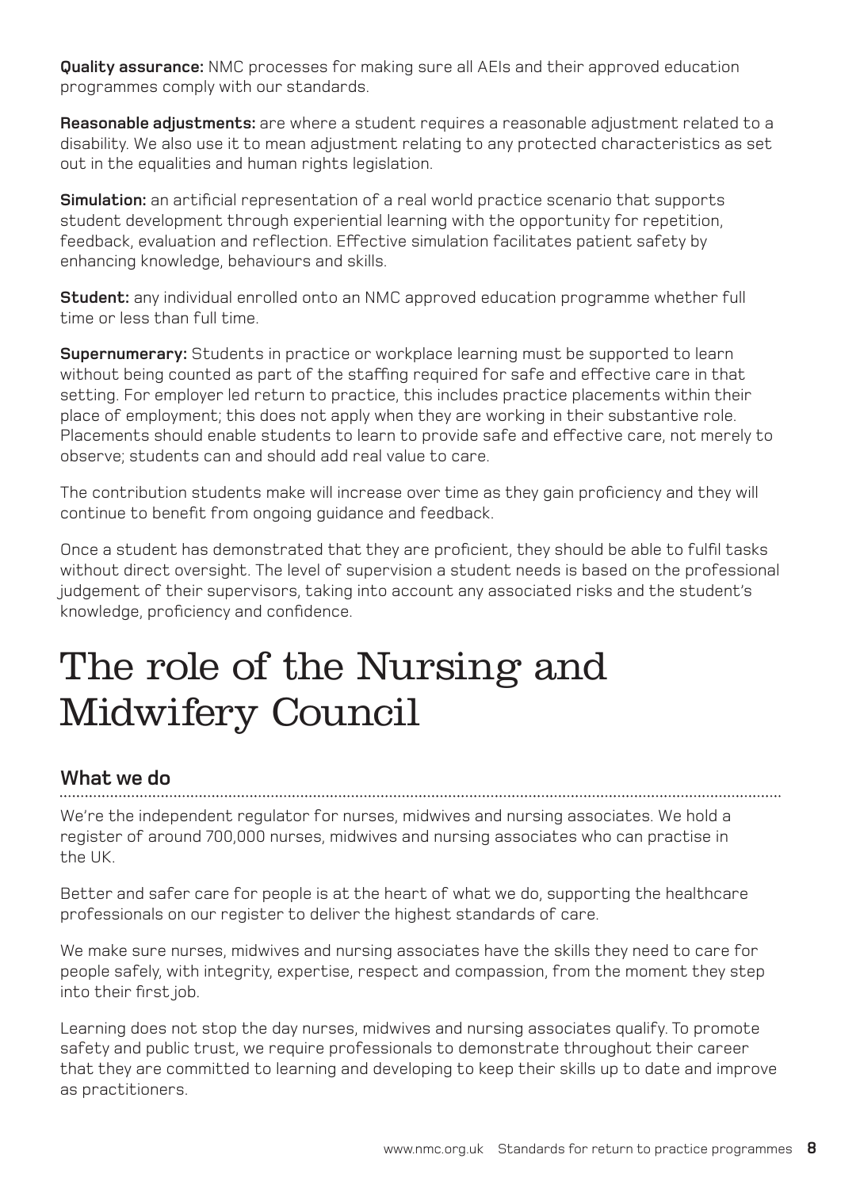**Quality assurance:** NMC processes for making sure all AEIs and their approved education programmes comply with our standards.

**Reasonable adjustments:** are where a student requires a reasonable adjustment related to a disability. We also use it to mean adjustment relating to any protected characteristics as set out in the equalities and human rights legislation.

**Simulation:** an artificial representation of a real world practice scenario that supports student development through experiential learning with the opportunity for repetition, feedback, evaluation and reflection. Effective simulation facilitates patient safety by enhancing knowledge, behaviours and skills.

**Student:** any individual enrolled onto an NMC approved education programme whether full time or less than full time.

**Supernumerary:** Students in practice or workplace learning must be supported to learn without being counted as part of the staffing required for safe and effective care in that setting. For employer led return to practice, this includes practice placements within their place of employment; this does not apply when they are working in their substantive role. Placements should enable students to learn to provide safe and effective care, not merely to observe; students can and should add real value to care.

The contribution students make will increase over time as they gain proficiency and they will continue to benefit from ongoing guidance and feedback.

Once a student has demonstrated that they are proficient, they should be able to fulfil tasks without direct oversight. The level of supervision a student needs is based on the professional judgement of their supervisors, taking into account any associated risks and the student's knowledge, proficiency and confidence.

# The role of the Nursing and Midwifery Council

## What we do

We're the independent regulator for nurses, midwives and nursing associates. We hold a register of around 700,000 nurses, midwives and nursing associates who can practise in the UK.

Better and safer care for people is at the heart of what we do, supporting the healthcare professionals on our register to deliver the highest standards of care.

We make sure nurses, midwives and nursing associates have the skills they need to care for people safely, with integrity, expertise, respect and compassion, from the moment they step into their first job.

Learning does not stop the day nurses, midwives and nursing associates qualify. To promote safety and public trust, we require professionals to demonstrate throughout their career that they are committed to learning and developing to keep their skills up to date and improve as practitioners.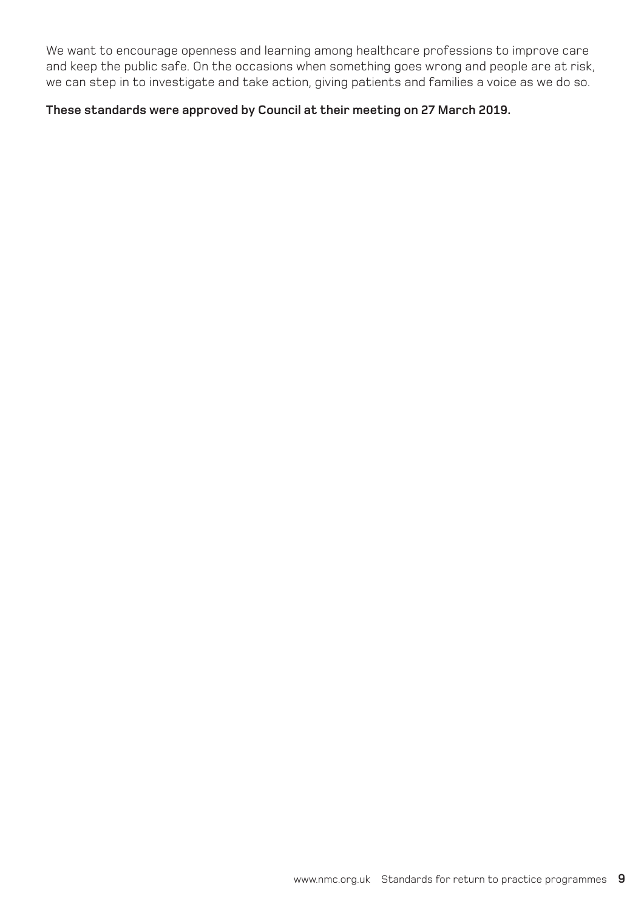We want to encourage openness and learning among healthcare professions to improve care and keep the public safe. On the occasions when something goes wrong and people are at risk, we can step in to investigate and take action, giving patients and families a voice as we do so.

**These standards were approved by Council at their meeting on 27 March 2019.**